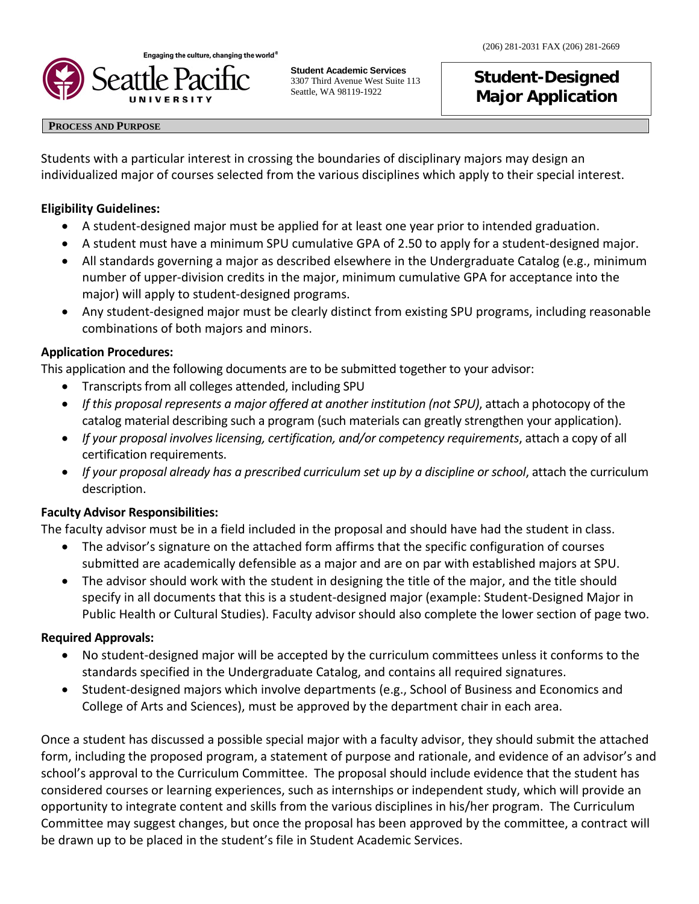(206) 281-2031 FAX (206) 281-2669

Engaging the culture, changing the world®

Seattle Pacific UNIVERSITY

**Student Academic Services**
3307 Third Avenue West Suite 113
Seattle, WA 98119-1922

# Student-Designed Major Application

## PROCESS AND PURPOSE

Students with a particular interest in crossing the boundaries of disciplinary majors may design an individualized major of courses selected from the various disciplines which apply to their special interest.

**Eligibility Guidelines:**

- A student-designed major must be applied for at least one year prior to intended graduation.
- A student must have a minimum SPU cumulative GPA of 2.50 to apply for a student-designed major.
- All standards governing a major as described elsewhere in the Undergraduate Catalog (e.g., minimum number of upper-division credits in the major, minimum cumulative GPA for acceptance into the major) will apply to student-designed programs.
- Any student-designed major must be clearly distinct from existing SPU programs, including reasonable combinations of both majors and minors.

**Application Procedures:**

This application and the following documents are to be submitted together to your advisor:

- Transcripts from all colleges attended, including SPU
- *If this proposal represents a major offered at another institution (not SPU)*, attach a photocopy of the catalog material describing such a program (such materials can greatly strengthen your application).
- *If your proposal involves licensing, certification, and/or competency requirements*, attach a copy of all certification requirements.
- *If your proposal already has a prescribed curriculum set up by a discipline or school*, attach the curriculum description.

**Faculty Advisor Responsibilities:**

The faculty advisor must be in a field included in the proposal and should have had the student in class.

- The advisor's signature on the attached form affirms that the specific configuration of courses submitted are academically defensible as a major and are on par with established majors at SPU.
- The advisor should work with the student in designing the title of the major, and the title should specify in all documents that this is a student-designed major (example: Student-Designed Major in Public Health or Cultural Studies). Faculty advisor should also complete the lower section of page two.

**Required Approvals:**

- No student-designed major will be accepted by the curriculum committees unless it conforms to the standards specified in the Undergraduate Catalog, and contains all required signatures.
- Student-designed majors which involve departments (e.g., School of Business and Economics and College of Arts and Sciences), must be approved by the department chair in each area.

Once a student has discussed a possible special major with a faculty advisor, they should submit the attached form, including the proposed program, a statement of purpose and rationale, and evidence of an advisor's and school's approval to the Curriculum Committee. The proposal should include evidence that the student has considered courses or learning experiences, such as internships or independent study, which will provide an opportunity to integrate content and skills from the various disciplines in his/her program. The Curriculum Committee may suggest changes, but once the proposal has been approved by the committee, a contract will be drawn up to be placed in the student's file in Student Academic Services.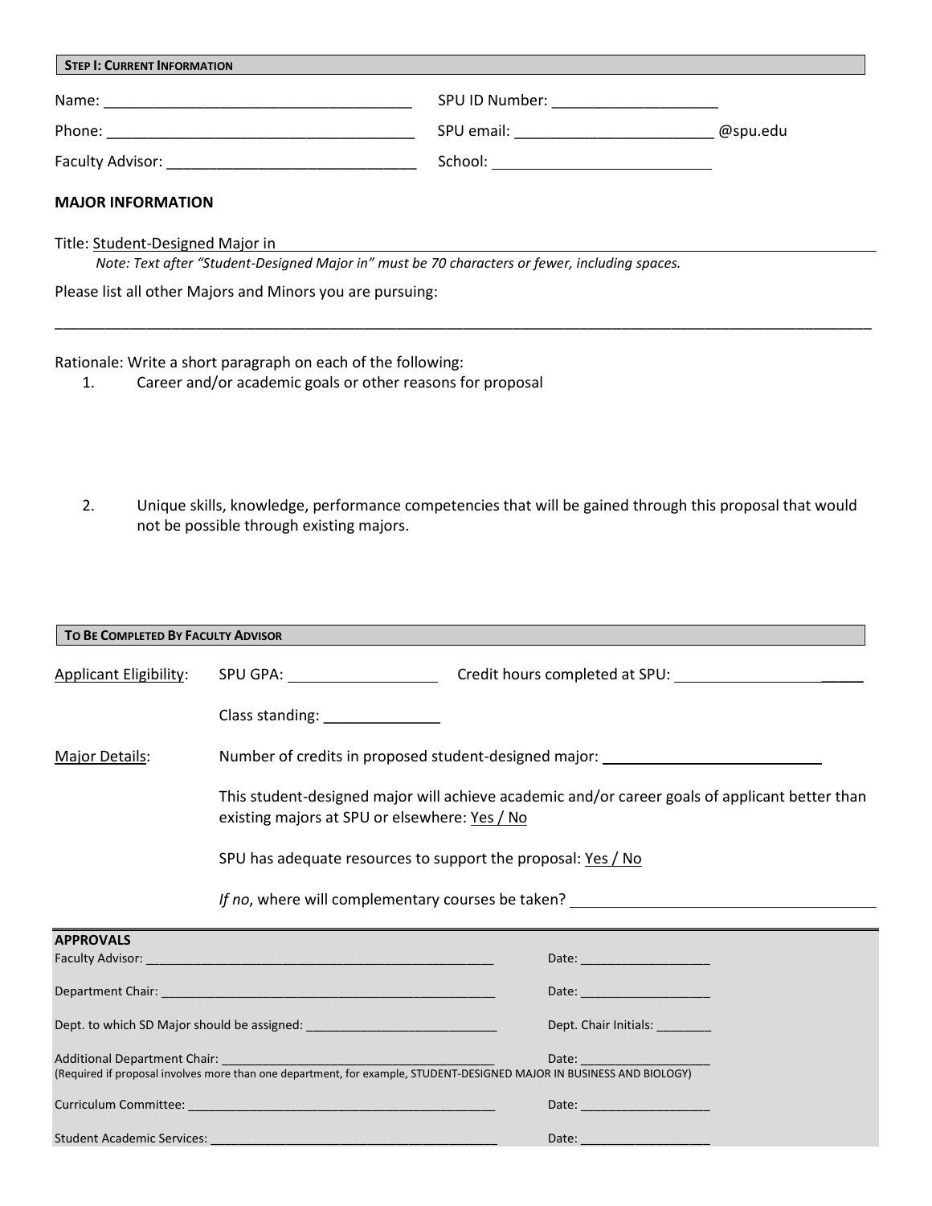## STEP I: CURRENT INFORMATION

Name: ______________________________________ SPU ID Number: ____________________

Phone: ______________________________________ SPU email: ________________________ @spu.edu

Faculty Advisor: ______________________________ School: ___________________________

**MAJOR INFORMATION**

Title: Student-Designed Major in ______________________________________________

*Note: Text after "Student-Designed Major in" must be 70 characters or fewer, including spaces.*

Please list all other Majors and Minors you are pursuing:

______________________________________________________________________________

Rationale: Write a short paragraph on each of the following:

1. Career and/or academic goals or other reasons for proposal

2. Unique skills, knowledge, performance competencies that will be gained through this proposal that would not be possible through existing majors.

## TO BE COMPLETED BY FACULTY ADVISOR

Applicant Eligibility: SPU GPA: __________________ Credit hours completed at SPU: ________________________

Class standing: ______________

Major Details: Number of credits in proposed student-designed major: __________________________

This student-designed major will achieve academic and/or career goals of applicant better than existing majors at SPU or elsewhere: Yes / No

SPU has adequate resources to support the proposal: Yes / No

*If no*, where will complementary courses be taken? ____________________________________

**APPROVALS**

Faculty Advisor: ____________________________________________________ Date: ___________________

Department Chair: __________________________________________________ Date: ___________________

Dept. to which SD Major should be assigned: ___________________________ Dept. Chair Initials: ________

Additional Department Chair: _______________________________________ Date: ___________________
(Required if proposal involves more than one department, for example, STUDENT-DESIGNED MAJOR IN BUSINESS AND BIOLOGY)

Curriculum Committee: _____________________________________________ Date: ___________________

Student Academic Services: __________________________________________ Date: ___________________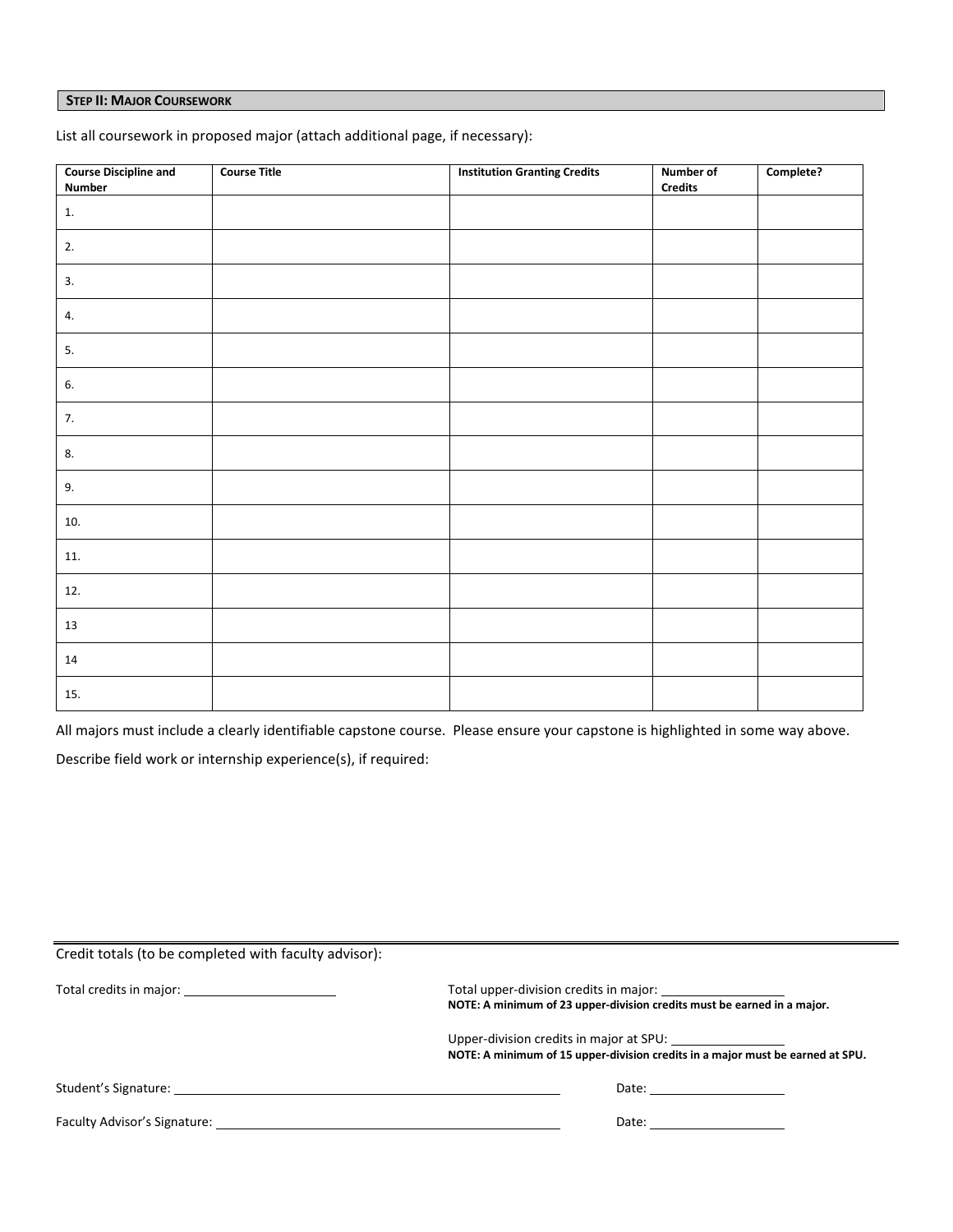## Step II: Major Coursework

List all coursework in proposed major (attach additional page, if necessary):

| Course Discipline and Number | Course Title | Institution Granting Credits | Number of Credits | Complete? |
|---|---|---|---|---|
| 1. | | | | |
| 2. | | | | |
| 3. | | | | |
| 4. | | | | |
| 5. | | | | |
| 6. | | | | |
| 7. | | | | |
| 8. | | | | |
| 9. | | | | |
| 10. | | | | |
| 11. | | | | |
| 12. | | | | |
| 13 | | | | |
| 14 | | | | |
| 15. | | | | |

All majors must include a clearly identifiable capstone course. Please ensure your capstone is highlighted in some way above.

Describe field work or internship experience(s), if required:

---

Credit totals (to be completed with faculty advisor):

Total credits in major: ____________________

Total upper-division credits in major: ________________
**NOTE: A minimum of 23 upper-division credits must be earned in a major.**

Upper-division credits in major at SPU: ________________
**NOTE: A minimum of 15 upper-division credits in a major must be earned at SPU.**

Student's Signature: ________________________________________________ Date: __________________

Faculty Advisor's Signature: __________________________________________ Date: __________________